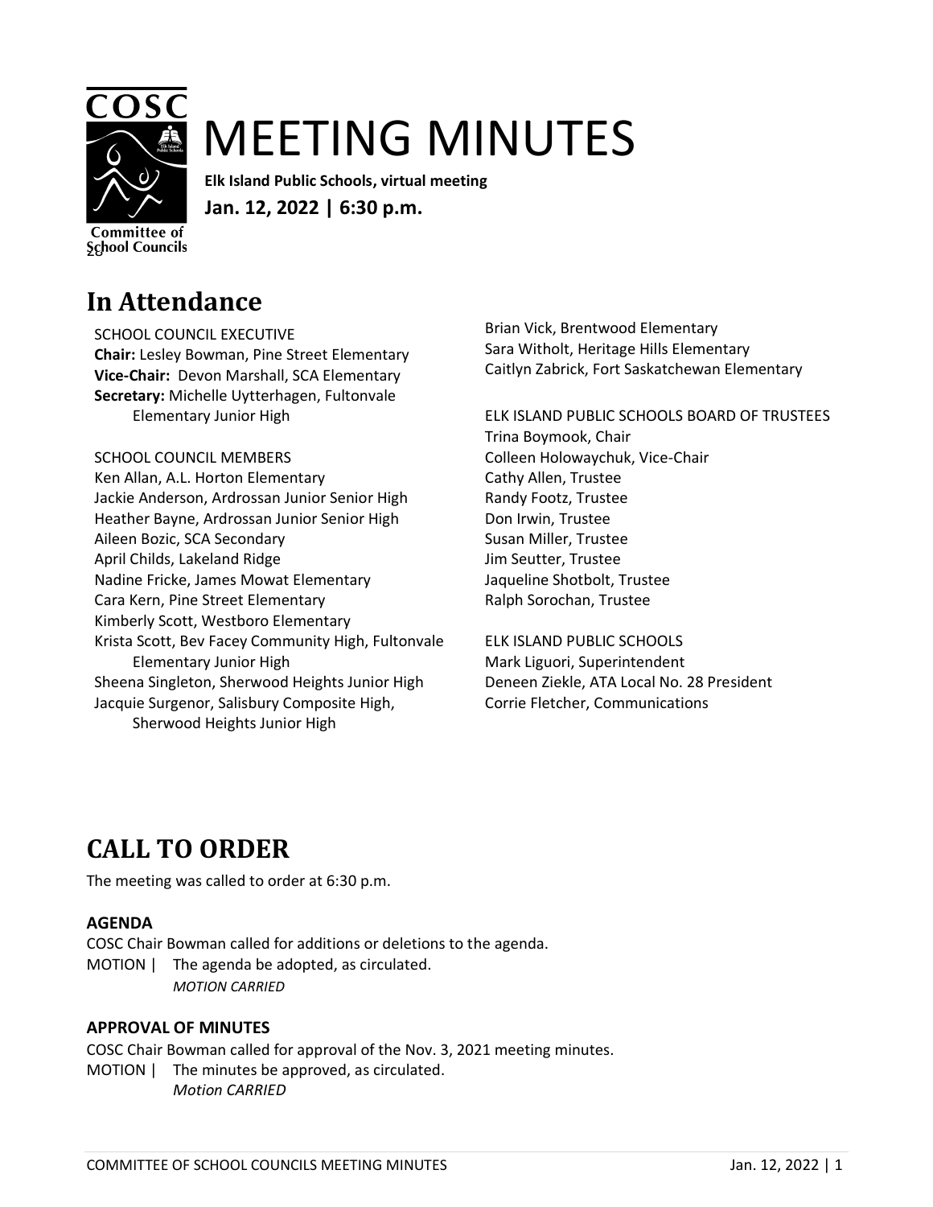# MEETING MINUTES

**Elk Island Public Schools, virtual meeting**

**Jan. 12, 2022 | 6:30 p.m.**

## In Attendance

SCHOOL COUNCIL EXECUTIVE
**Chair:** Lesley Bowman, Pine Street Elementary
**Vice-Chair:** Devon Marshall, SCA Elementary
**Secretary:** Michelle Uytterhagen, Fultonvale Elementary Junior High

SCHOOL COUNCIL MEMBERS
Ken Allan, A.L. Horton Elementary
Jackie Anderson, Ardrossan Junior Senior High
Heather Bayne, Ardrossan Junior Senior High
Aileen Bozic, SCA Secondary
April Childs, Lakeland Ridge
Nadine Fricke, James Mowat Elementary
Cara Kern, Pine Street Elementary
Kimberly Scott, Westboro Elementary
Krista Scott, Bev Facey Community High, Fultonvale Elementary Junior High
Sheena Singleton, Sherwood Heights Junior High
Jacquie Surgenor, Salisbury Composite High, Sherwood Heights Junior High
Brian Vick, Brentwood Elementary
Sara Witholt, Heritage Hills Elementary
Caitlyn Zabrick, Fort Saskatchewan Elementary

ELK ISLAND PUBLIC SCHOOLS BOARD OF TRUSTEES
Trina Boymook, Chair
Colleen Holowaychuk, Vice-Chair
Cathy Allen, Trustee
Randy Footz, Trustee
Don Irwin, Trustee
Susan Miller, Trustee
Jim Seutter, Trustee
Jaqueline Shotbolt, Trustee
Ralph Sorochan, Trustee

ELK ISLAND PUBLIC SCHOOLS
Mark Liguori, Superintendent
Deneen Ziekle, ATA Local No. 28 President
Corrie Fletcher, Communications

## CALL TO ORDER

The meeting was called to order at 6:30 p.m.

### AGENDA

COSC Chair Bowman called for additions or deletions to the agenda.

MOTION | The agenda be adopted, as circulated.
*MOTION CARRIED*

### APPROVAL OF MINUTES

COSC Chair Bowman called for approval of the Nov. 3, 2021 meeting minutes.

MOTION | The minutes be approved, as circulated.
*Motion CARRIED*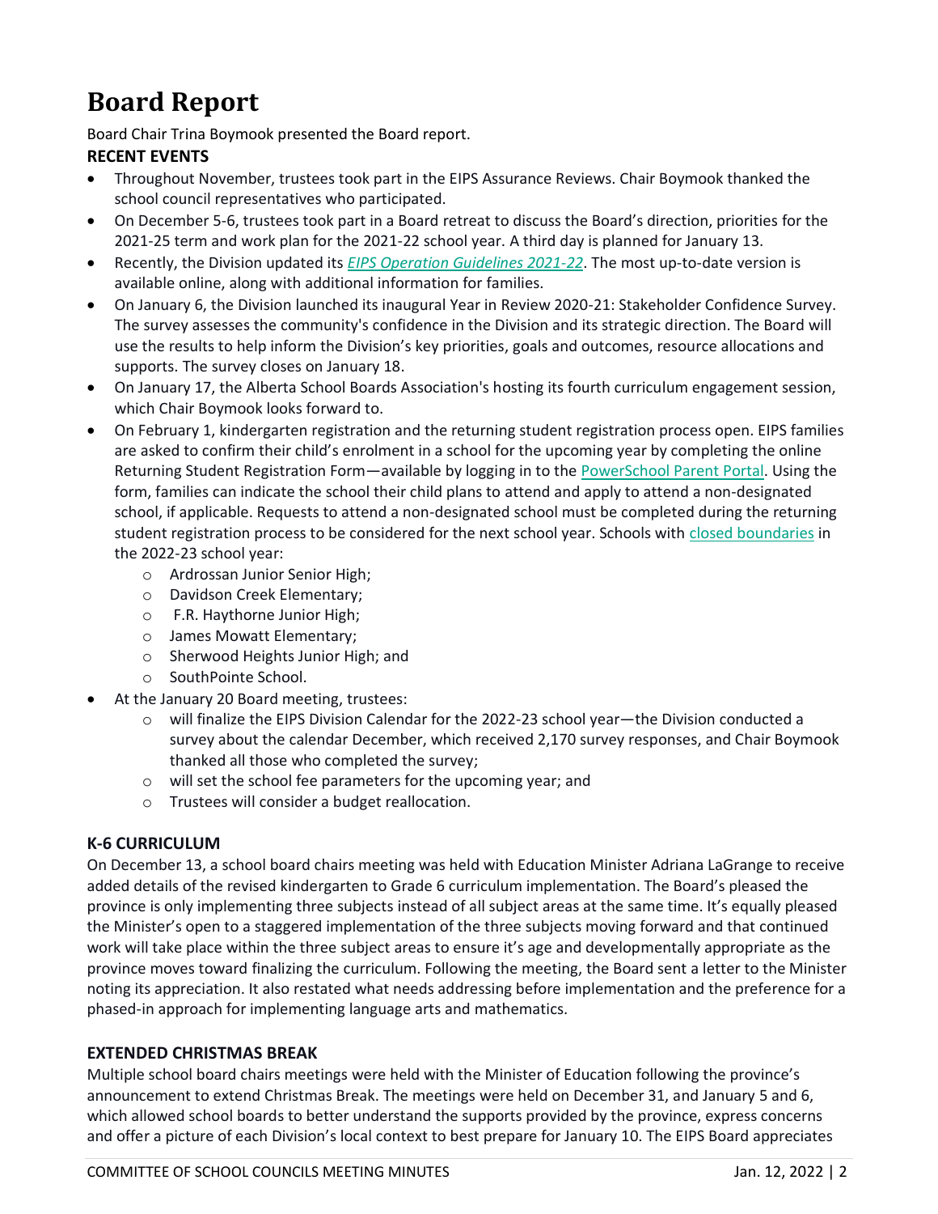# Board Report

Board Chair Trina Boymook presented the Board report.

**RECENT EVENTS**

- Throughout November, trustees took part in the EIPS Assurance Reviews. Chair Boymook thanked the school council representatives who participated.
- On December 5-6, trustees took part in a Board retreat to discuss the Board's direction, priorities for the 2021-25 term and work plan for the 2021-22 school year. A third day is planned for January 13.
- Recently, the Division updated its *EIPS Operation Guidelines 2021-22*. The most up-to-date version is available online, along with additional information for families.
- On January 6, the Division launched its inaugural Year in Review 2020-21: Stakeholder Confidence Survey. The survey assesses the community's confidence in the Division and its strategic direction. The Board will use the results to help inform the Division's key priorities, goals and outcomes, resource allocations and supports. The survey closes on January 18.
- On January 17, the Alberta School Boards Association's hosting its fourth curriculum engagement session, which Chair Boymook looks forward to.
- On February 1, kindergarten registration and the returning student registration process open. EIPS families are asked to confirm their child's enrolment in a school for the upcoming year by completing the online Returning Student Registration Form—available by logging in to the PowerSchool Parent Portal. Using the form, families can indicate the school their child plans to attend and apply to attend a non-designated school, if applicable. Requests to attend a non-designated school must be completed during the returning student registration process to be considered for the next school year. Schools with closed boundaries in the 2022-23 school year:
  - Ardrossan Junior Senior High;
  - Davidson Creek Elementary;
  - F.R. Haythorne Junior High;
  - James Mowatt Elementary;
  - Sherwood Heights Junior High; and
  - SouthPointe School.
- At the January 20 Board meeting, trustees:
  - will finalize the EIPS Division Calendar for the 2022-23 school year—the Division conducted a survey about the calendar December, which received 2,170 survey responses, and Chair Boymook thanked all those who completed the survey;
  - will set the school fee parameters for the upcoming year; and
  - Trustees will consider a budget reallocation.

**K-6 CURRICULUM**

On December 13, a school board chairs meeting was held with Education Minister Adriana LaGrange to receive added details of the revised kindergarten to Grade 6 curriculum implementation. The Board's pleased the province is only implementing three subjects instead of all subject areas at the same time. It's equally pleased the Minister's open to a staggered implementation of the three subjects moving forward and that continued work will take place within the three subject areas to ensure it's age and developmentally appropriate as the province moves toward finalizing the curriculum. Following the meeting, the Board sent a letter to the Minister noting its appreciation. It also restated what needs addressing before implementation and the preference for a phased-in approach for implementing language arts and mathematics.

**EXTENDED CHRISTMAS BREAK**

Multiple school board chairs meetings were held with the Minister of Education following the province's announcement to extend Christmas Break. The meetings were held on December 31, and January 5 and 6, which allowed school boards to better understand the supports provided by the province, express concerns and offer a picture of each Division's local context to best prepare for January 10. The EIPS Board appreciates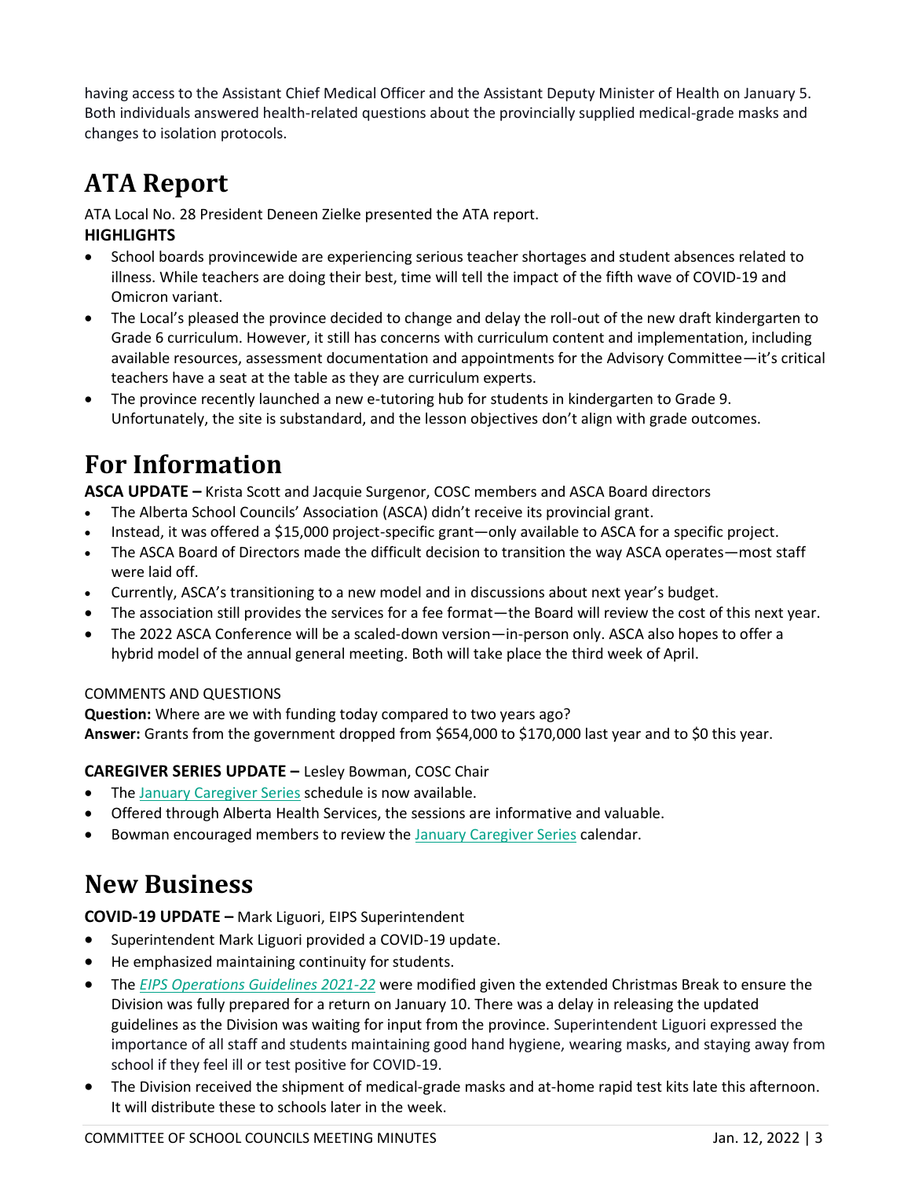having access to the Assistant Chief Medical Officer and the Assistant Deputy Minister of Health on January 5. Both individuals answered health-related questions about the provincially supplied medical-grade masks and changes to isolation protocols.

# ATA Report

ATA Local No. 28 President Deneen Zielke presented the ATA report.

**HIGHLIGHTS**

- School boards provincewide are experiencing serious teacher shortages and student absences related to illness. While teachers are doing their best, time will tell the impact of the fifth wave of COVID-19 and Omicron variant.
- The Local's pleased the province decided to change and delay the roll-out of the new draft kindergarten to Grade 6 curriculum. However, it still has concerns with curriculum content and implementation, including available resources, assessment documentation and appointments for the Advisory Committee—it's critical teachers have a seat at the table as they are curriculum experts.
- The province recently launched a new e-tutoring hub for students in kindergarten to Grade 9. Unfortunately, the site is substandard, and the lesson objectives don't align with grade outcomes.

# For Information

**ASCA UPDATE –** Krista Scott and Jacquie Surgenor, COSC members and ASCA Board directors

- The Alberta School Councils' Association (ASCA) didn't receive its provincial grant.
- Instead, it was offered a $15,000 project-specific grant—only available to ASCA for a specific project.
- The ASCA Board of Directors made the difficult decision to transition the way ASCA operates—most staff were laid off.
- Currently, ASCA's transitioning to a new model and in discussions about next year's budget.
- The association still provides the services for a fee format—the Board will review the cost of this next year.
- The 2022 ASCA Conference will be a scaled-down version—in-person only. ASCA also hopes to offer a hybrid model of the annual general meeting. Both will take place the third week of April.

COMMENTS AND QUESTIONS

**Question:** Where are we with funding today compared to two years ago?
**Answer:** Grants from the government dropped from $654,000 to $170,000 last year and to $0 this year.

**CAREGIVER SERIES UPDATE –** Lesley Bowman, COSC Chair

- The January Caregiver Series schedule is now available.
- Offered through Alberta Health Services, the sessions are informative and valuable.
- Bowman encouraged members to review the January Caregiver Series calendar.

# New Business

**COVID-19 UPDATE –** Mark Liguori, EIPS Superintendent

- Superintendent Mark Liguori provided a COVID-19 update.
- He emphasized maintaining continuity for students.
- The *EIPS Operations Guidelines 2021-22* were modified given the extended Christmas Break to ensure the Division was fully prepared for a return on January 10. There was a delay in releasing the updated guidelines as the Division was waiting for input from the province. Superintendent Liguori expressed the importance of all staff and students maintaining good hand hygiene, wearing masks, and staying away from school if they feel ill or test positive for COVID-19.
- The Division received the shipment of medical-grade masks and at-home rapid test kits late this afternoon. It will distribute these to schools later in the week.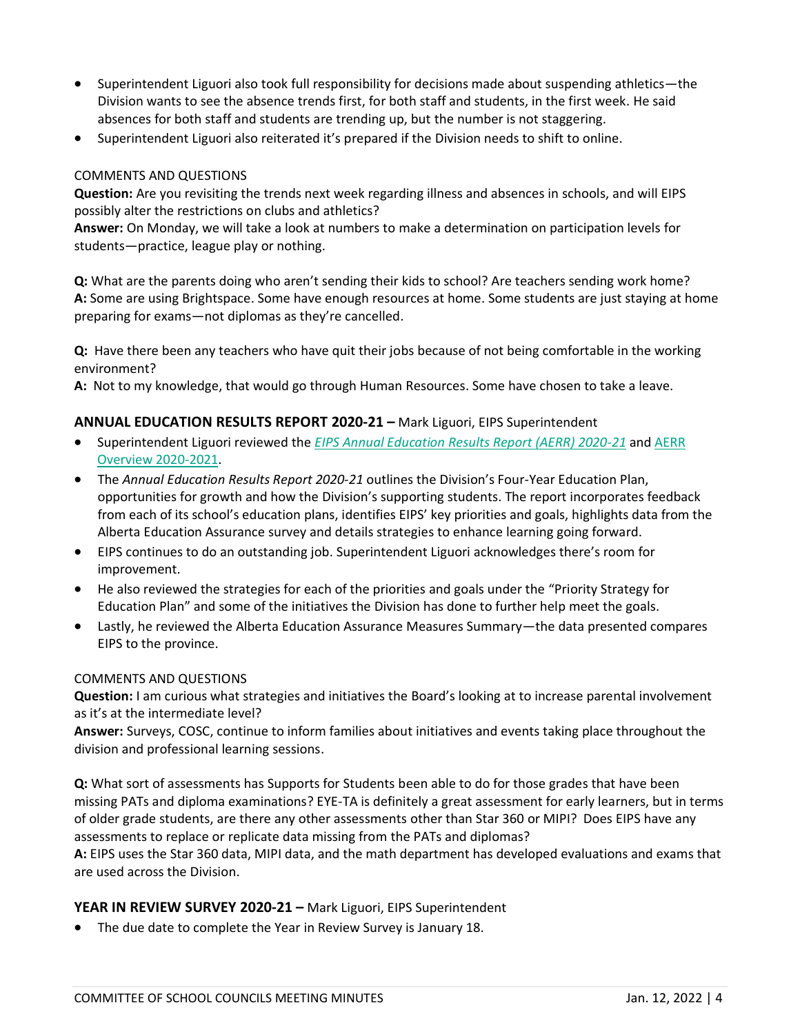- Superintendent Liguori also took full responsibility for decisions made about suspending athletics—the Division wants to see the absence trends first, for both staff and students, in the first week. He said absences for both staff and students are trending up, but the number is not staggering.
- Superintendent Liguori also reiterated it's prepared if the Division needs to shift to online.

COMMENTS AND QUESTIONS

**Question:** Are you revisiting the trends next week regarding illness and absences in schools, and will EIPS possibly alter the restrictions on clubs and athletics?
**Answer:** On Monday, we will take a look at numbers to make a determination on participation levels for students—practice, league play or nothing.

**Q:** What are the parents doing who aren't sending their kids to school? Are teachers sending work home?
**A:** Some are using Brightspace. Some have enough resources at home. Some students are just staying at home preparing for exams—not diplomas as they're cancelled.

**Q:** Have there been any teachers who have quit their jobs because of not being comfortable in the working environment?
**A:** Not to my knowledge, that would go through Human Resources. Some have chosen to take a leave.

### ANNUAL EDUCATION RESULTS REPORT 2020-21 – Mark Liguori, EIPS Superintendent

- Superintendent Liguori reviewed the *EIPS Annual Education Results Report (AERR) 2020-21* and AERR Overview 2020-2021.
- The *Annual Education Results Report 2020-21* outlines the Division's Four-Year Education Plan, opportunities for growth and how the Division's supporting students. The report incorporates feedback from each of its school's education plans, identifies EIPS' key priorities and goals, highlights data from the Alberta Education Assurance survey and details strategies to enhance learning going forward.
- EIPS continues to do an outstanding job. Superintendent Liguori acknowledges there's room for improvement.
- He also reviewed the strategies for each of the priorities and goals under the "Priority Strategy for Education Plan" and some of the initiatives the Division has done to further help meet the goals.
- Lastly, he reviewed the Alberta Education Assurance Measures Summary—the data presented compares EIPS to the province.

COMMENTS AND QUESTIONS

**Question:** I am curious what strategies and initiatives the Board's looking at to increase parental involvement as it's at the intermediate level?
**Answer:** Surveys, COSC, continue to inform families about initiatives and events taking place throughout the division and professional learning sessions.

**Q:** What sort of assessments has Supports for Students been able to do for those grades that have been missing PATs and diploma examinations? EYE-TA is definitely a great assessment for early learners, but in terms of older grade students, are there any other assessments other than Star 360 or MIPI? Does EIPS have any assessments to replace or replicate data missing from the PATs and diplomas?
**A:** EIPS uses the Star 360 data, MIPI data, and the math department has developed evaluations and exams that are used across the Division.

### YEAR IN REVIEW SURVEY 2020-21 – Mark Liguori, EIPS Superintendent

- The due date to complete the Year in Review Survey is January 18.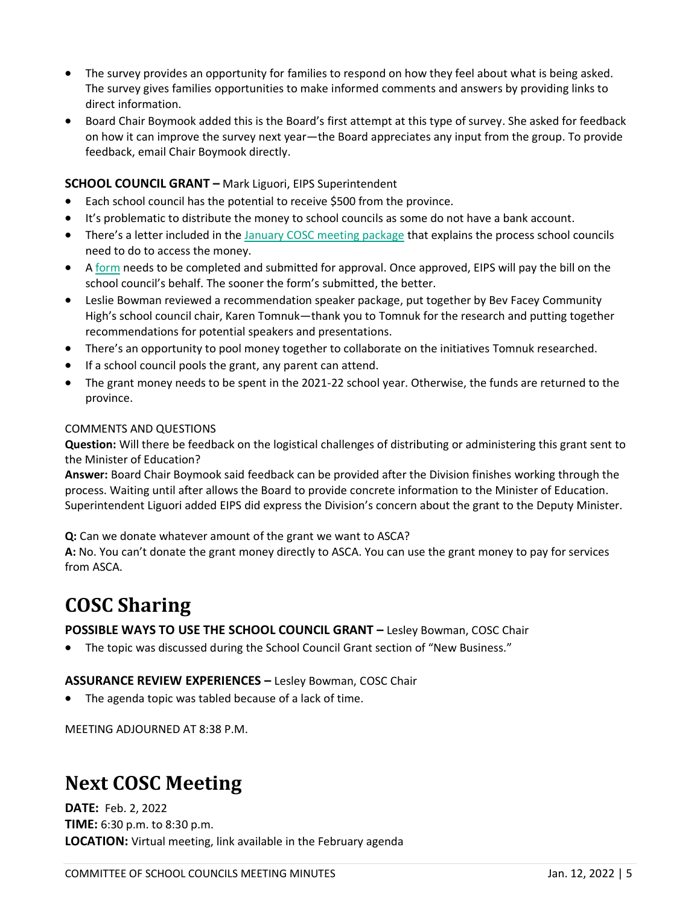- The survey provides an opportunity for families to respond on how they feel about what is being asked. The survey gives families opportunities to make informed comments and answers by providing links to direct information.
- Board Chair Boymook added this is the Board's first attempt at this type of survey. She asked for feedback on how it can improve the survey next year—the Board appreciates any input from the group. To provide feedback, email Chair Boymook directly.

**SCHOOL COUNCIL GRANT –** Mark Liguori, EIPS Superintendent

- Each school council has the potential to receive $500 from the province.
- It's problematic to distribute the money to school councils as some do not have a bank account.
- There's a letter included in the January COSC meeting package that explains the process school councils need to do to access the money.
- A form needs to be completed and submitted for approval. Once approved, EIPS will pay the bill on the school council's behalf. The sooner the form's submitted, the better.
- Leslie Bowman reviewed a recommendation speaker package, put together by Bev Facey Community High's school council chair, Karen Tomnuk—thank you to Tomnuk for the research and putting together recommendations for potential speakers and presentations.
- There's an opportunity to pool money together to collaborate on the initiatives Tomnuk researched.
- If a school council pools the grant, any parent can attend.
- The grant money needs to be spent in the 2021-22 school year. Otherwise, the funds are returned to the province.

COMMENTS AND QUESTIONS

**Question:** Will there be feedback on the logistical challenges of distributing or administering this grant sent to the Minister of Education?
**Answer:** Board Chair Boymook said feedback can be provided after the Division finishes working through the process. Waiting until after allows the Board to provide concrete information to the Minister of Education. Superintendent Liguori added EIPS did express the Division's concern about the grant to the Deputy Minister.

**Q:** Can we donate whatever amount of the grant we want to ASCA?
**A:** No. You can't donate the grant money directly to ASCA. You can use the grant money to pay for services from ASCA.

# COSC Sharing

**POSSIBLE WAYS TO USE THE SCHOOL COUNCIL GRANT –** Lesley Bowman, COSC Chair

- The topic was discussed during the School Council Grant section of "New Business."

**ASSURANCE REVIEW EXPERIENCES –** Lesley Bowman, COSC Chair

- The agenda topic was tabled because of a lack of time.

MEETING ADJOURNED AT 8:38 P.M.

# Next COSC Meeting

**DATE:** Feb. 2, 2022
**TIME:** 6:30 p.m. to 8:30 p.m.
**LOCATION:** Virtual meeting, link available in the February agenda